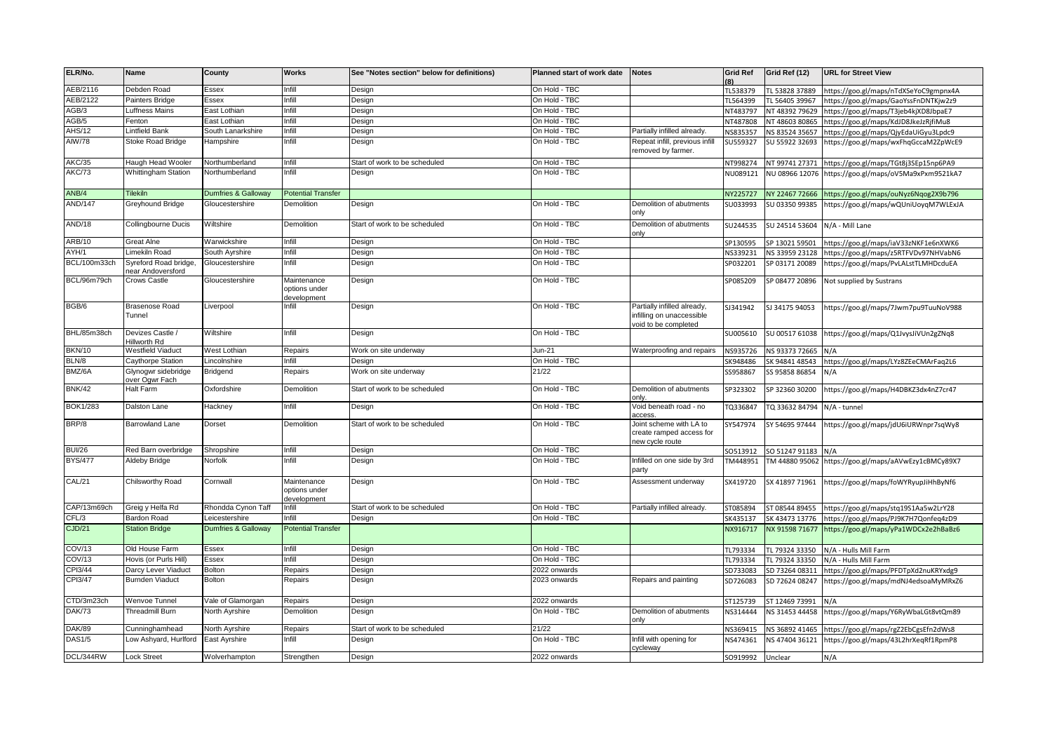| ELR/No. | Name | County | Works | See "Notes section" below for definitions) | Planned start of work date | Notes | Grid Ref (8) | Grid Ref (12) | URL for Street View |
|---|---|---|---|---|---|---|---|---|---|
| AEB/2116 | Debden Road | Essex | Infill | Design | On Hold - TBC | | TL538379 | TL 53828 37889 | https://goo.gl/maps/nTdXSeYoC9gmpnx4A |
| AEB/2122 | Painters Bridge | Essex | Infill | Design | On Hold - TBC | | TL564399 | TL 56405 39967 | https://goo.gl/maps/GaoYssFnDNTKjw2z9 |
| AGB/3 | Luffness Mains | East Lothian | Infill | Design | On Hold - TBC | | NT483797 | NT 48392 79629 | https://goo.gl/maps/T3jeb4kjXD8JbpaE7 |
| AGB/5 | Fenton | East Lothian | Infill | Design | On Hold - TBC | | NT487808 | NT 48603 80865 | https://goo.gl/maps/KdJD8JkeJzRjfiMu8 |
| AHS/12 | Lintfield Bank | South Lanarkshire | Infill | Design | On Hold - TBC | Partially infilled already. | NS835357 | NS 83524 35657 | https://goo.gl/maps/QjyEdaUiGyu3Lpdc9 |
| AIW/78 | Stoke Road Bridge | Hampshire | Infill | Design | On Hold - TBC | Repeat infill, previous infill removed by farmer. | SU559327 | SU 55922 32693 | https://goo.gl/maps/wxFhqGccaM2ZpWcE9 |
| AKC/35 | Haugh Head Wooler | Northumberland | Infill | Start of work to be scheduled | On Hold - TBC | | NT998274 | NT 99741 27371 | https://goo.gl/maps/TGt8j3SEp15np6PA9 |
| AKC/73 | Whittingham Station | Northumberland | Infill | Design | On Hold - TBC | | NU089121 | NU 08966 12076 | https://goo.gl/maps/oV5Ma9xPxm9521kA7 |
| ANB/4 | Tilekiln | Dumfries & Galloway | Potential Transfer | | | | NY225727 | NY 22467 72666 | https://goo.gl/maps/ouNyz6Nqog2X9b796 |
| AND/147 | Greyhound Bridge | Gloucestershire | Demolition | Design | On Hold - TBC | Demolition of abutments only | SU033993 | SU 03350 99385 | https://goo.gl/maps/wQUniUoyqM7WLExJA |
| AND/18 | Collingbourne Ducis | Wiltshire | Demolition | Start of work to be scheduled | On Hold - TBC | Demolition of abutments only | SU244535 | SU 24514 53604 | N/A - Mill Lane |
| ARB/10 | Great Alne | Warwickshire | Infill | Design | On Hold - TBC | | SP130595 | SP 13021 59501 | https://goo.gl/maps/iaV33zNKF1e6nXWK6 |
| AYH/1 | Limekiln Road | South Ayrshire | Infill | Design | On Hold - TBC | | NS339231 | NS 33959 23128 | https://goo.gl/maps/z5RTFVDv97NHVabN6 |
| BCL/100m33ch | Syreford Road bridge, near Andoversford | Gloucestershire | Infill | Design | On Hold - TBC | | SP032201 | SP 03171 20089 | https://goo.gl/maps/PvLALstTLMHDcduEA |
| BCL/96m79ch | Crows Castle | Gloucestershire | Maintenance options under development | Design | On Hold - TBC | | SP085209 | SP 08477 20896 | Not supplied by Sustrans |
| BGB/6 | Brasenose Road Tunnel | Liverpool | Infill | Design | On Hold - TBC | Partially infilled already, infilling on unaccessible void to be completed | SJ341942 | SJ 34175 94053 | https://goo.gl/maps/7Jwm7pu9TuuNoV988 |
| BHL/85m38ch | Devizes Castle / Hillworth Rd | Wiltshire | Infill | Design | On Hold - TBC | | SU005610 | SU 00517 61038 | https://goo.gl/maps/Q1JvysJiVUn2gZNq8 |
| BKN/10 | Westfield Viaduct | West Lothian | Repairs | Work on site underway | Jun-21 | Waterproofing and repairs | NS935726 | NS 93373 72665 | N/A |
| BLN/8 | Caythorpe Station | Lincolnshire | Infill | Design | On Hold - TBC | | SK948486 | SK 94841 48543 | https://goo.gl/maps/LYz8ZEeCMArFaq2L6 |
| BMZ/6A | Glynogwr sidebridge over Ogwr Fach | Bridgend | Repairs | Work on site underway | 21/22 | | SS958867 | SS 95858 86854 | N/A |
| BNK/42 | Halt Farm | Oxfordshire | Demolition | Start of work to be scheduled | On Hold - TBC | Demolition of abutments only. | SP323302 | SP 32360 30200 | https://goo.gl/maps/H4DBKZ3dx4nZ7cr47 |
| BOK1/283 | Dalston Lane | Hackney | Infill | Design | On Hold - TBC | Void beneath road - no access. | TQ336847 | TQ 33632 84794 | N/A - tunnel |
| BRP/8 | Barrowland Lane | Dorset | Demolition | Start of work to be scheduled | On Hold - TBC | Joint scheme with LA to create ramped access for new cycle route | SY547974 | SY 54695 97444 | https://goo.gl/maps/jdU6iURWnpr7sqWy8 |
| BUI/26 | Red Barn overbridge | Shropshire | Infill | Design | On Hold - TBC | | SO513912 | SO 51247 91183 | N/A |
| BYS/477 | Aldeby Bridge | Norfolk | Infill | Design | On Hold - TBC | Infilled on one side by 3rd party | TM448951 | TM 44880 95062 | https://goo.gl/maps/aAVwEzy1cBMCy89X7 |
| CAL/21 | Chilsworthy Road | Cornwall | Maintenance options under development | Design | On Hold - TBC | Assessment underway | SX419720 | SX 41897 71961 | https://goo.gl/maps/foWYRyupJiHhByNf6 |
| CAP/13m69ch | Greig y Helfa Rd | Rhondda Cynon Taff | Infill | Start of work to be scheduled | On Hold - TBC | Partially infilled already. | ST085894 | ST 08544 89455 | https://goo.gl/maps/stq19S1Aa5w2LrY28 |
| CFL/3 | Bardon Road | Leicestershire | Infill | Design | On Hold - TBC | | SK435137 | SK 43473 13776 | https://goo.gl/maps/PJ9K7H7Qonfeq4zD9 |
| CJD/21 | Station Bridge | Dumfries & Galloway | Potential Transfer | | | | NX916717 | NX 91598 71677 | https://goo.gl/maps/yPa1WDCx2e2hBaBz6 |
| COV/13 | Old House Farm | Essex | Infill | Design | On Hold - TBC | | TL793334 | TL 79324 33350 | N/A - Hulls Mill Farm |
| COV/13 | Hovis (or Purls Hill) | Essex | Infill | Design | On Hold - TBC | | TL793334 | TL 79324 33350 | N/A - Hulls Mill Farm |
| CPI3/44 | Darcy Lever Viaduct | Bolton | Repairs | Design | 2022 onwards | | SD733083 | SD 73264 08311 | https://goo.gl/maps/PFDTpXd2nuKRYxdg9 |
| CPI3/47 | Burnden Viaduct | Bolton | Repairs | Design | 2023 onwards | Repairs and painting | SD726083 | SD 72624 08247 | https://goo.gl/maps/mdNJ4edsoaMyMRxZ6 |
| CTD/3m23ch | Wenvoe Tunnel | Vale of Glamorgan | Repairs | Design | 2022 onwards | | ST125739 | ST 12469 73991 | N/A |
| DAK/73 | Threadmill Burn | North Ayrshire | Demolition | Design | On Hold - TBC | Demolition of abutments only | NS314444 | NS 31453 44458 | https://goo.gl/maps/Y6RyWbaLGt8vtQm89 |
| DAK/89 | Cunninghamhead | North Ayrshire | Repairs | Start of work to be scheduled | 21/22 | | NS369415 | NS 36892 41465 | https://goo.gl/maps/rgZ2EbCgsEfn2dWs8 |
| DAS1/5 | Low Ashyard, Hurlford | East Ayrshire | Infill | Design | On Hold - TBC | Infill with opening for cycleway | NS474361 | NS 47404 36121 | https://goo.gl/maps/43L2hrXeqRf1RpmP8 |
| DCL/344RW | Lock Street | Wolverhampton | Strengthen | Design | 2022 onwards | | SO919992 | Unclear | N/A |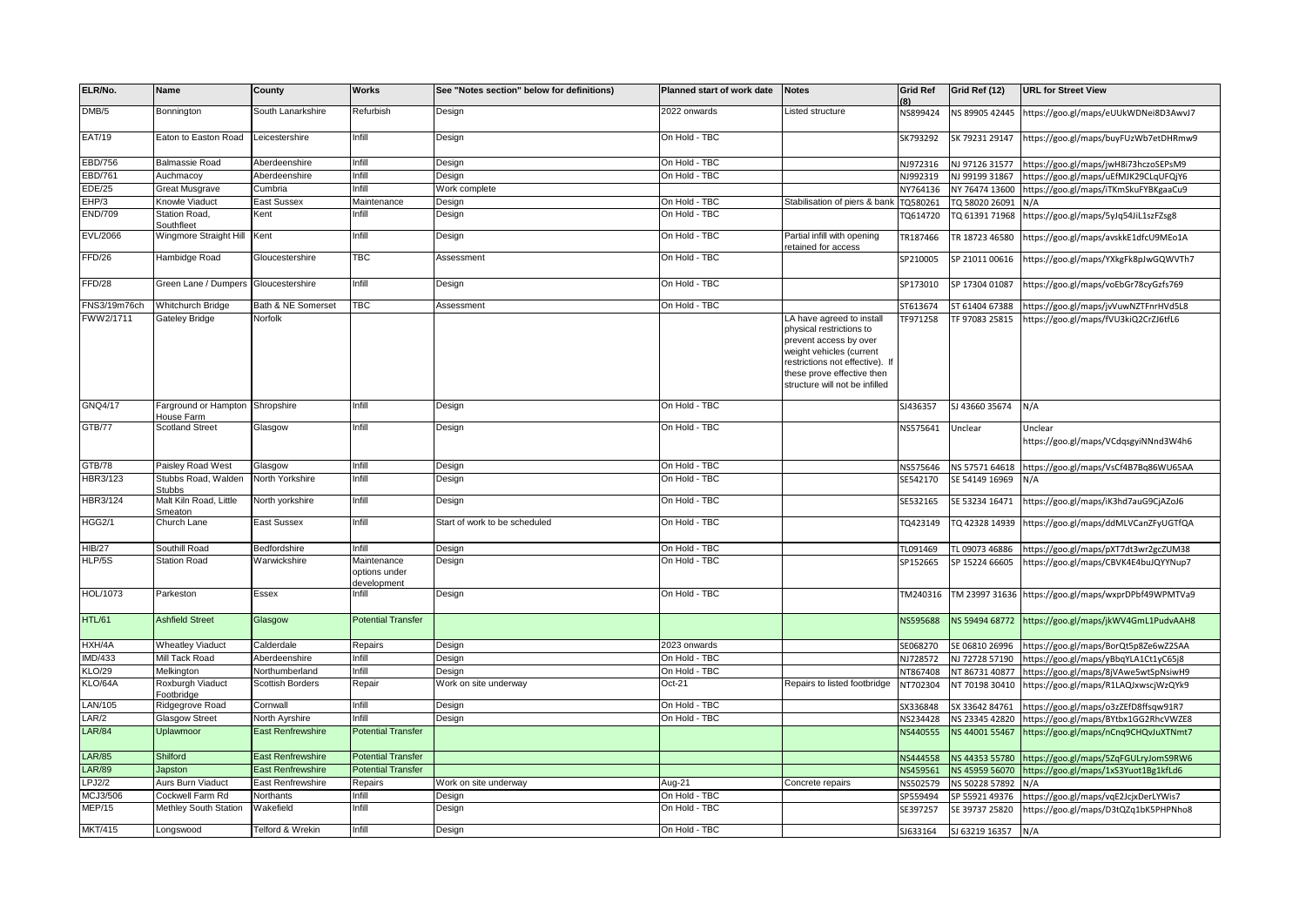| ELR/No. | Name | County | Works | See "Notes section" below for definitions) | Planned start of work date | Notes | Grid Ref (8) | Grid Ref (12) | URL for Street View |
|---|---|---|---|---|---|---|---|---|---|
| DMB/5 | Bonnington | South Lanarkshire | Refurbish | Design | 2022 onwards | Listed structure | NS899424 | NS 89905 42445 | https://goo.gl/maps/eUUkWDNei8D3AwvJ7 |
| EAT/19 | Eaton to Easton Road | Leicestershire | Infill | Design | On Hold - TBC | | SK793292 | SK 79231 29147 | https://goo.gl/maps/buyFUzWb7etDHRmw9 |
| EBD/756 | Balmassie Road | Aberdeenshire | Infill | Design | On Hold - TBC | | NJ972316 | NJ 97126 31577 | https://goo.gl/maps/jwH8i73hczoSEPsM9 |
| EBD/761 | Auchmacoy | Aberdeenshire | Infill | Design | On Hold - TBC | | NJ992319 | NJ 99199 31867 | https://goo.gl/maps/uEfMJK29CLqUFQjY6 |
| EDE/25 | Great Musgrave | Cumbria | Infill | Work complete | | | NY764136 | NY 76474 13600 | https://goo.gl/maps/iTKmSkuFYBKgaaCu9 |
| EHP/3 | Knowle Viaduct | East Sussex | Maintenance | Design | On Hold - TBC | Stabilisation of piers & bank | TQ580261 | TQ 58020 26091 | N/A |
| END/709 | Station Road, Southfleet | Kent | Infill | Design | On Hold - TBC | | TQ614720 | TQ 61391 71968 | https://goo.gl/maps/5yJq54JiL1szFZsg8 |
| EVL/2066 | Wingmore Straight Hill | Kent | Infill | Design | On Hold - TBC | Partial infill with opening retained for access | TR187466 | TR 18723 46580 | https://goo.gl/maps/avskkE1dfcU9MEo1A |
| FFD/26 | Hambidge Road | Gloucestershire | TBC | Assessment | On Hold - TBC | | SP210005 | SP 21011 00616 | https://goo.gl/maps/YXkgFk8pJwGQWVTh7 |
| FFD/28 | Green Lane / Dumpers | Gloucestershire | Infill | Design | On Hold - TBC | | SP173010 | SP 17304 01087 | https://goo.gl/maps/voEbGr78cyGzfs769 |
| FNS3/19m76ch | Whitchurch Bridge | Bath & NE Somerset | TBC | Assessment | On Hold - TBC | | ST613674 | ST 61404 67388 | https://goo.gl/maps/jvVuwNZTFnrHVd5L8 |
| FWW2/1711 | Gateley Bridge | Norfolk | | | | LA have agreed to install physical restrictions to prevent access by over weight vehicles (current restrictions not effective). If these prove effective then structure will not be infilled | TF971258 | TF 97083 25815 | https://goo.gl/maps/fVU3kiQ2CrZJ6tfL6 |
| GNQ4/17 | Fairground or Hampton House Farm | Shropshire | Infill | Design | On Hold - TBC | | SJ436357 | SJ 43660 35674 | N/A |
| GTB/77 | Scotland Street | Glasgow | Infill | Design | On Hold - TBC | | NS575641 | Unclear | Unclear https://goo.gl/maps/VCdqsgyiNNnd3W4h6 |
| GTB/78 | Paisley Road West | Glasgow | Infill | Design | On Hold - TBC | | NS575646 | NS 57571 64618 | https://goo.gl/maps/VsCf4B7Bq86WU65AA |
| HBR3/123 | Stubbs Road, Walden Stubbs | North Yorkshire | Infill | Design | On Hold - TBC | | SE542170 | SE 54149 16969 | N/A |
| HBR3/124 | Malt Kiln Road, Little Smeaton | North yorkshire | Infill | Design | On Hold - TBC | | SE532165 | SE 53234 16471 | https://goo.gl/maps/iK3hd7auG9CjAZoJ6 |
| HGG2/1 | Church Lane | East Sussex | Infill | Start of work to be scheduled | On Hold - TBC | | TQ423149 | TQ 42328 14939 | https://goo.gl/maps/ddMLVCanZFyUGTfQA |
| HIB/27 | Southill Road | Bedfordshire | Infill | Design | On Hold - TBC | | TL091469 | TL 09073 46886 | https://goo.gl/maps/pXT7dt3wr2gcZUM38 |
| HLP/5S | Station Road | Warwickshire | Maintenance options under development | Design | On Hold - TBC | | SP152665 | SP 15224 66605 | https://goo.gl/maps/CBVK4E4buJQYYNup7 |
| HOL/1073 | Parkeston | Essex | Infill | Design | On Hold - TBC | | TM240316 | TM 23997 31636 | https://goo.gl/maps/wxprDPbf49WPMTVa9 |
| HTL/61 | Ashfield Street | Glasgow | Potential Transfer | | | | NS595688 | NS 59494 68772 | https://goo.gl/maps/jkWV4GmL1PudvAAH8 |
| HXH/4A | Wheatley Viaduct | Calderdale | Repairs | Design | 2023 onwards | | SE068270 | SE 06810 26996 | https://goo.gl/maps/BorQt5p8Ze6wZ2SAA |
| IMD/433 | Mill Tack Road | Aberdeenshire | Infill | Design | On Hold - TBC | | NJ728572 | NJ 72728 57190 | https://goo.gl/maps/yBbqYLA1Ct1yC65j8 |
| KLO/29 | Melkington | Northumberland | Infill | Design | On Hold - TBC | | NT867408 | NT 86731 40877 | https://goo.gl/maps/8jVAwe5wtSpNsiwH9 |
| KLO/64A | Roxburgh Viaduct Footbridge | Scottish Borders | Repair | Work on site underway | Oct-21 | Repairs to listed footbridge | NT702304 | NT 70198 30410 | https://goo.gl/maps/R1LAQJxwscjWzQYk9 |
| LAN/105 | Ridgegrove Road | Cornwall | Infill | Design | On Hold - TBC | | SX336848 | SX 33642 84761 | https://goo.gl/maps/o3zZEfD8ffsqw91R7 |
| LAR/2 | Glasgow Street | North Ayrshire | Infill | Design | On Hold - TBC | | NS234428 | NS 23345 42820 | https://goo.gl/maps/BYtbx1GG2RhcVWZE8 |
| LAR/84 | Uplawmoor | East Renfrewshire | Potential Transfer | | | | NS440555 | NS 44001 55467 | https://goo.gl/maps/nCnq9CHQvJuXTNmt7 |
| LAR/85 | Shilford | East Renfrewshire | Potential Transfer | | | | NS444558 | NS 44353 55780 | https://goo.gl/maps/5ZqFGULryJomS9RW6 |
| LAR/89 | Japston | East Renfrewshire | Potential Transfer | | | | NS459561 | NS 45959 56070 | https://goo.gl/maps/1xS3Yuot1Bg1kfLd6 |
| LPJ2/2 | Aurs Burn Viaduct | East Renfrewshire | Repairs | Work on site underway | Aug-21 | Concrete repairs | NS502579 | NS 50228 57892 | N/A |
| MCJ3/506 | Cockwell Farm Rd | Northants | Infill | Design | On Hold - TBC | | SP559494 | SP 55921 49376 | https://goo.gl/maps/vqE2JcjxDerLYWis7 |
| MEP/15 | Methley South Station | Wakefield | Infill | Design | On Hold - TBC | | SE397257 | SE 39737 25820 | https://goo.gl/maps/D3tQZq1bK5PHPNho8 |
| MKT/415 | Longswood | Telford & Wrekin | Infill | Design | On Hold - TBC | | SJ633164 | SJ 63219 16357 | N/A |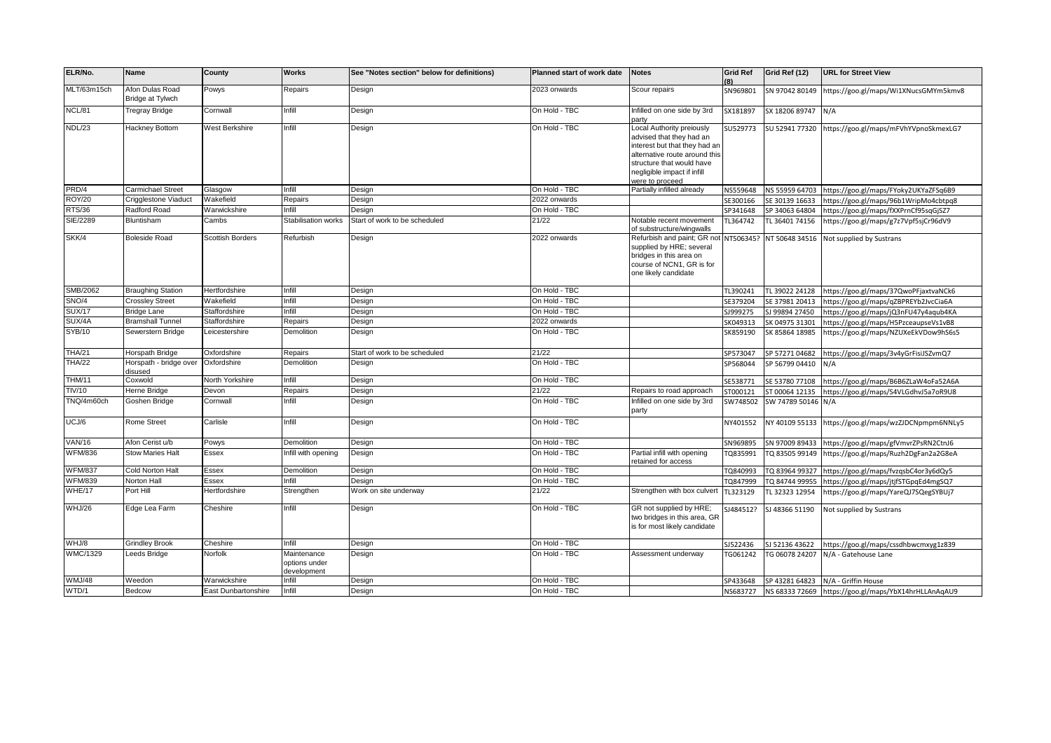| ELR/No. | Name | County | Works | See "Notes section" below for definitions) | Planned start of work date | Notes | Grid Ref (8) | Grid Ref (12) | URL for Street View |
|---|---|---|---|---|---|---|---|---|---|
| MLT/63m15ch | Afon Dulas Road Bridge at Tylwch | Powys | Repairs | Design | 2023 onwards | Scour repairs | SN969801 | SN 97042 80149 | https://goo.gl/maps/Wi1XNucsGMYm5kmv8 |
| NCL/81 | Tregray Bridge | Cornwall | Infill | Design | On Hold - TBC | Infilled on one side by 3rd party | SX181897 | SX 18206 89747 | N/A |
| NDL/23 | Hackney Bottom | West Berkshire | Infill | Design | On Hold - TBC | Local Authority preiously advised that they had an interest but that they had an alternative route around this structure that would have negligible impact if infill were to proceed | SU529773 | SU 52941 77320 | https://goo.gl/maps/mFVhYVpnoSkmexLG7 |
| PRD/4 | Carmichael Street | Glasgow | Infill | Design | On Hold - TBC | Partially infilled already | NS559648 | NS 55959 64703 | https://goo.gl/maps/FYoky2UKYaZFSq6B9 |
| ROY/20 | Crigglestone Viaduct | Wakefield | Repairs | Design | 2022 onwards | | SE300166 | SE 30139 16633 | https://goo.gl/maps/96b1WripMo4cbtpq8 |
| RTS/36 | Radford Road | Warwickshire | Infill | Design | On Hold - TBC | | SP341648 | SP 34063 64804 | https://goo.gl/maps/fXXPrnCf95sqGjSZ7 |
| SIE/2289 | Bluntisham | Cambs | Stabilisation works | Start of work to be scheduled | 21/22 | Notable recent movement of substructure/wingwalls | TL364742 | TL 36401 74156 | https://goo.gl/maps/g7z7Vpf5sjCr96dV9 |
| SKK/4 | Boleside Road | Scottish Borders | Refurbish | Design | 2022 onwards | Refurbish and paint; GR not supplied by HRE; several bridges in this area on course of NCN1, GR is for one likely candidate | NT506345? | NT 50648 34516 | Not supplied by Sustrans |
| SMB/2062 | Braughing Station | Hertfordshire | Infill | Design | On Hold - TBC | | TL390241 | TL 39022 24128 | https://goo.gl/maps/37QwoPFjaxtvaNCk6 |
| SNO/4 | Crossley Street | Wakefield | Infill | Design | On Hold - TBC | | SE379204 | SE 37981 20413 | https://goo.gl/maps/qZBPREYb2JvcCia6A |
| SUX/17 | Bridge Lane | Staffordshire | Infill | Design | On Hold - TBC | | SJ999275 | SJ 99894 27450 | https://goo.gl/maps/jQ3nFU47y4aqub4KA |
| SUX/4A | Bramshall Tunnel | Staffordshire | Repairs | Design | 2022 onwards | | SK049313 | SK 04975 31301 | https://goo.gl/maps/H5PzceaupseVs1vB8 |
| SYB/10 | Sewerstern Bridge | Leicestershire | Demolition | Design | On Hold - TBC | | SK859190 | SK 85864 18985 | https://goo.gl/maps/NZUXeEkVDow9hS6s5 |
| THA/21 | Horspath Bridge | Oxfordshire | Repairs | Start of work to be scheduled | 21/22 | | SP573047 | SP 57271 04682 | https://goo.gl/maps/3v4yGrFisiJSZvmQ7 |
| THA/22 | Horspath - bridge over disused | Oxfordshire | Demolition | Design | On Hold - TBC | | SP568044 | SP 56799 04410 | N/A |
| THM/11 | Coxwold | North Yorkshire | Infill | Design | On Hold - TBC | | SE538771 | SE 53780 77108 | https://goo.gl/maps/B6B6ZLaW4oFa52A6A |
| TIV/10 | Herne Bridge | Devon | Repairs | Design | 21/22 | Repairs to road approach | ST000121 | ST 00064 12135 | https://goo.gl/maps/S4VLGdhvJ5a7oR9U8 |
| TNQ/4m60ch | Goshen Bridge | Cornwall | Infill | Design | On Hold - TBC | Infilled on one side by 3rd party | SW748502 | SW 74789 50146 | N/A |
| UCJ/6 | Rome Street | Carlisle | Infill | Design | On Hold - TBC | | NY401552 | NY 40109 55133 | https://goo.gl/maps/wzZJDCNpmpm6NNLy5 |
| VAN/16 | Afon Cerist u/b | Powys | Demolition | Design | On Hold - TBC | | SN969895 | SN 97009 89433 | https://goo.gl/maps/gfVmvrZPsRN2CtnJ6 |
| WFM/836 | Stow Maries Halt | Essex | Infill with opening | Design | On Hold - TBC | Partial infill with opening retained for access | TQ835991 | TQ 83505 99149 | https://goo.gl/maps/Ruzh2DgFan2a2G8eA |
| WFM/837 | Cold Norton Halt | Essex | Demolition | Design | On Hold - TBC | | TQ840993 | TQ 83964 99327 | https://goo.gl/maps/fvzqsbC4or3y6dQy5 |
| WFM/839 | Norton Hall | Essex | Infill | Design | On Hold - TBC | | TQ847999 | TQ 84744 99955 | https://goo.gl/maps/jtjfSTGpqEd4mgSQ7 |
| WHE/17 | Port Hill | Hertfordshire | Strengthen | Work on site underway | 21/22 | Strengthen with box culvert | TL323129 | TL 32323 12954 | https://goo.gl/maps/YareQJ7SQegSYBUj7 |
| WHJ/26 | Edge Lea Farm | Cheshire | Infill | Design | On Hold - TBC | GR not supplied by HRE; two bridges in this area, GR is for most likely candidate | SJ484512? | SJ 48366 51190 | Not supplied by Sustrans |
| WHJ/8 | Grindley Brook | Cheshire | Infill | Design | On Hold - TBC | | SJ522436 | SJ 52136 43622 | https://goo.gl/maps/cssdhbwcmxyg1z839 |
| WMC/1329 | Leeds Bridge | Norfolk | Maintenance options under development | Design | On Hold - TBC | Assessment underway | TG061242 | TG 06078 24207 | N/A - Gatehouse Lane |
| WMJ/48 | Weedon | Warwickshire | Infill | Design | On Hold - TBC | | SP433648 | SP 43281 64823 | N/A - Griffin House |
| WTD/1 | Bedcow | East Dunbartonshire | Infill | Design | On Hold - TBC | | NS683727 | NS 68333 72669 | https://goo.gl/maps/YbX14hrHLLAnAqAU9 |